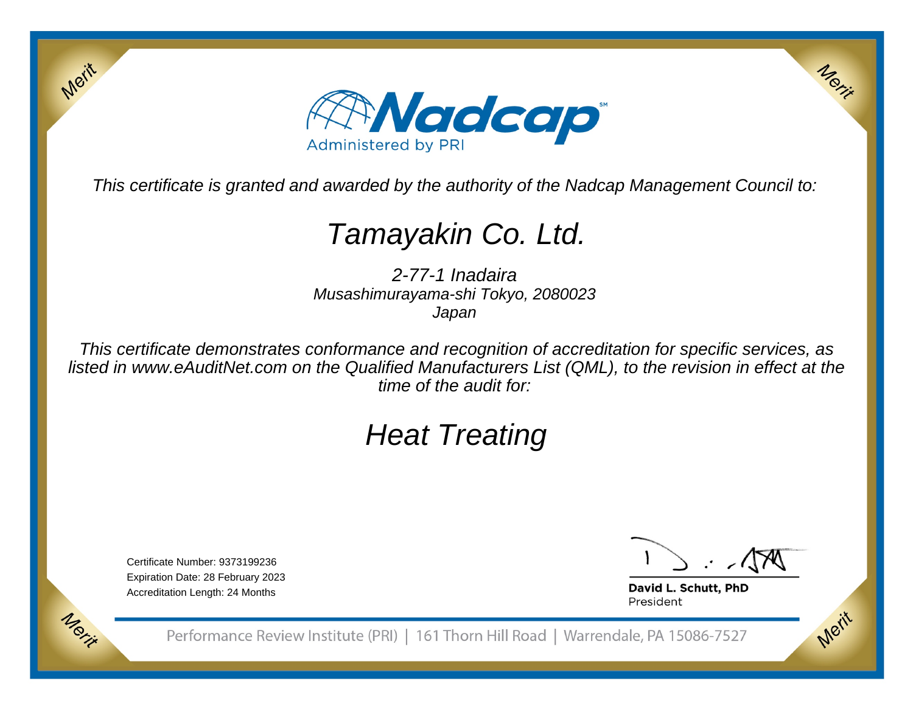Nadcap

Administered by PRI

*This certificate is granted and awarded by the authority of the Nadcap Management Council to:*

# *Tamayakin Co. Ltd.*

*2-77-1 Inadaira*
*Musashimurayama-shi Tokyo, 2080023*
*Japan*

*This certificate demonstrates conformance and recognition of accreditation for specific services, as listed in www.eAuditNet.com on the Qualified Manufacturers List (QML), to the revision in effect at the time of the audit for:*

# *Heat Treating*

Certificate Number: 9373199236
Expiration Date: 28 February 2023
Accreditation Length: 24 Months

**David L. Schutt, PhD**
President

Performance Review Institute (PRI) | 161 Thorn Hill Road | Warrendale, PA 15086-7527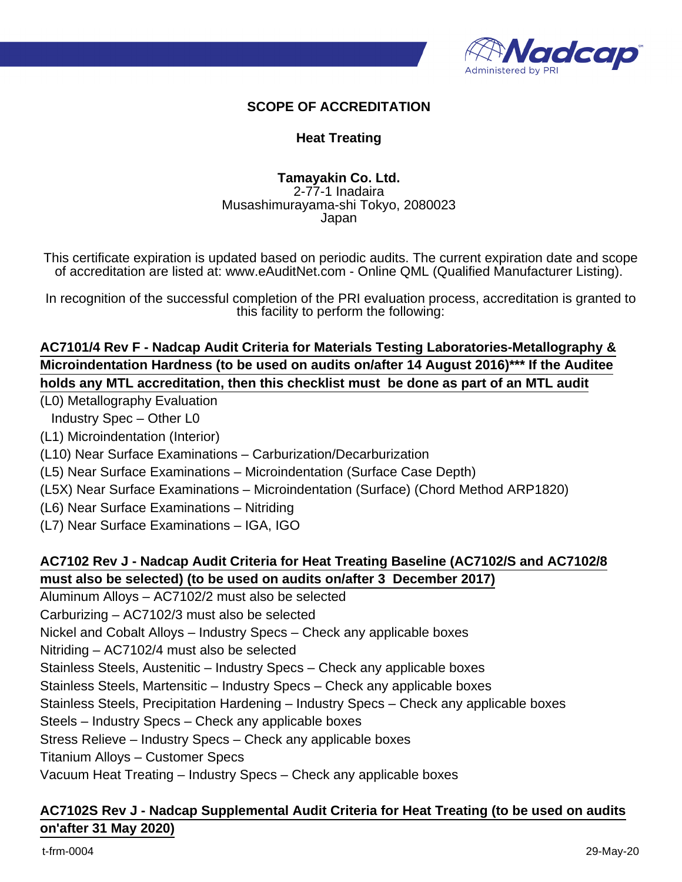## SCOPE OF ACCREDITATION

### Heat Treating

**Tamayakin Co. Ltd.**
2-77-1 Inadaira
Musashimurayama-shi Tokyo, 2080023
Japan

This certificate expiration is updated based on periodic audits. The current expiration date and scope of accreditation are listed at: www.eAuditNet.com - Online QML (Qualified Manufacturer Listing).

In recognition of the successful completion of the PRI evaluation process, accreditation is granted to this facility to perform the following:

**AC7101/4 Rev F - Nadcap Audit Criteria for Materials Testing Laboratories-Metallography & Microindentation Hardness (to be used on audits on/after 14 August 2016)*** If the Auditee holds any MTL accreditation, then this checklist must be done as part of an MTL audit**

(L0) Metallography Evaluation
  Industry Spec – Other L0
(L1) Microindentation (Interior)
(L10) Near Surface Examinations – Carburization/Decarburization
(L5) Near Surface Examinations – Microindentation (Surface Case Depth)
(L5X) Near Surface Examinations – Microindentation (Surface) (Chord Method ARP1820)
(L6) Near Surface Examinations – Nitriding
(L7) Near Surface Examinations – IGA, IGO

**AC7102 Rev J - Nadcap Audit Criteria for Heat Treating Baseline (AC7102/S and AC7102/8 must also be selected) (to be used on audits on/after 3 December 2017)**

Aluminum Alloys – AC7102/2 must also be selected
Carburizing – AC7102/3 must also be selected
Nickel and Cobalt Alloys – Industry Specs – Check any applicable boxes
Nitriding – AC7102/4 must also be selected
Stainless Steels, Austenitic – Industry Specs – Check any applicable boxes
Stainless Steels, Martensitic – Industry Specs – Check any applicable boxes
Stainless Steels, Precipitation Hardening – Industry Specs – Check any applicable boxes
Steels – Industry Specs – Check any applicable boxes
Stress Relieve – Industry Specs – Check any applicable boxes
Titanium Alloys – Customer Specs
Vacuum Heat Treating – Industry Specs – Check any applicable boxes

**AC7102S Rev J - Nadcap Supplemental Audit Criteria for Heat Treating (to be used on audits on'after 31 May 2020)**

t-frm-0004 29-May-20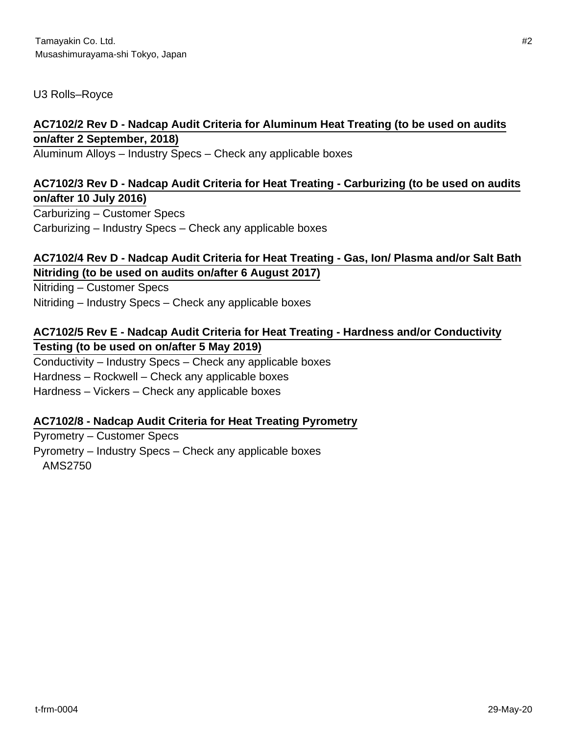U3 Rolls–Royce

**AC7102/2 Rev D - Nadcap Audit Criteria for Aluminum Heat Treating (to be used on audits on/after 2 September, 2018)**

Aluminum Alloys – Industry Specs – Check any applicable boxes

**AC7102/3 Rev D - Nadcap Audit Criteria for Heat Treating - Carburizing (to be used on audits on/after 10 July 2016)**

Carburizing – Customer Specs
Carburizing – Industry Specs – Check any applicable boxes

**AC7102/4 Rev D - Nadcap Audit Criteria for Heat Treating - Gas, Ion/ Plasma and/or Salt Bath Nitriding (to be used on audits on/after 6 August 2017)**

Nitriding – Customer Specs
Nitriding – Industry Specs – Check any applicable boxes

**AC7102/5 Rev E - Nadcap Audit Criteria for Heat Treating - Hardness and/or Conductivity Testing (to be used on on/after 5 May 2019)**

Conductivity – Industry Specs – Check any applicable boxes
Hardness – Rockwell – Check any applicable boxes
Hardness – Vickers – Check any applicable boxes

**AC7102/8 - Nadcap Audit Criteria for Heat Treating Pyrometry**

Pyrometry – Customer Specs
Pyrometry – Industry Specs – Check any applicable boxes
AMS2750